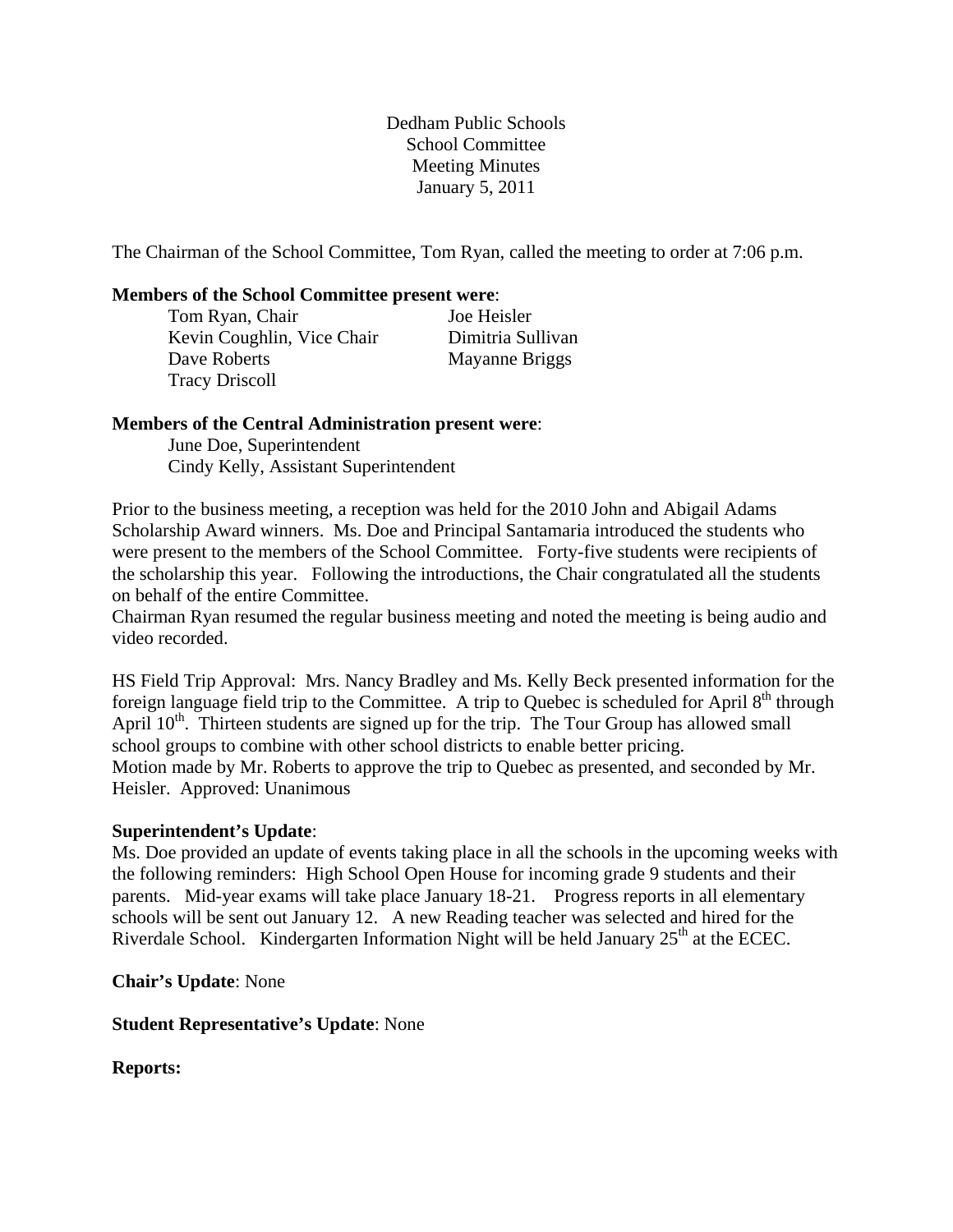Dedham Public Schools
School Committee
Meeting Minutes
January 5, 2011

The Chairman of the School Committee, Tom Ryan, called the meeting to order at 7:06 p.m.

**Members of the School Committee present were**:

Tom Ryan, Chair
Kevin Coughlin, Vice Chair
Dave Roberts
Tracy Driscoll
Joe Heisler
Dimitria Sullivan
Mayanne Briggs

**Members of the Central Administration present were**:

June Doe, Superintendent
Cindy Kelly, Assistant Superintendent

Prior to the business meeting, a reception was held for the 2010 John and Abigail Adams Scholarship Award winners. Ms. Doe and Principal Santamaria introduced the students who were present to the members of the School Committee. Forty-five students were recipients of the scholarship this year. Following the introductions, the Chair congratulated all the students on behalf of the entire Committee.
Chairman Ryan resumed the regular business meeting and noted the meeting is being audio and video recorded.

HS Field Trip Approval: Mrs. Nancy Bradley and Ms. Kelly Beck presented information for the foreign language field trip to the Committee. A trip to Quebec is scheduled for April 8th through April 10th. Thirteen students are signed up for the trip. The Tour Group has allowed small school groups to combine with other school districts to enable better pricing.
Motion made by Mr. Roberts to approve the trip to Quebec as presented, and seconded by Mr. Heisler. Approved: Unanimous

**Superintendent's Update**:
Ms. Doe provided an update of events taking place in all the schools in the upcoming weeks with the following reminders: High School Open House for incoming grade 9 students and their parents. Mid-year exams will take place January 18-21. Progress reports in all elementary schools will be sent out January 12. A new Reading teacher was selected and hired for the Riverdale School. Kindergarten Information Night will be held January 25th at the ECEC.

**Chair's Update**: None

**Student Representative's Update**: None

**Reports:**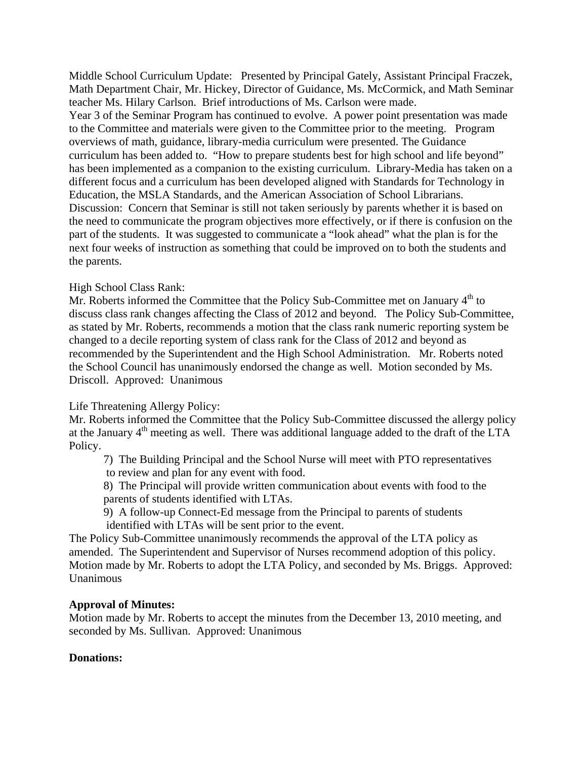Middle School Curriculum Update: Presented by Principal Gately, Assistant Principal Fraczek, Math Department Chair, Mr. Hickey, Director of Guidance, Ms. McCormick, and Math Seminar teacher Ms. Hilary Carlson. Brief introductions of Ms. Carlson were made.
Year 3 of the Seminar Program has continued to evolve. A power point presentation was made to the Committee and materials were given to the Committee prior to the meeting. Program overviews of math, guidance, library-media curriculum were presented. The Guidance curriculum has been added to. "How to prepare students best for high school and life beyond" has been implemented as a companion to the existing curriculum. Library-Media has taken on a different focus and a curriculum has been developed aligned with Standards for Technology in Education, the MSLA Standards, and the American Association of School Librarians.
Discussion: Concern that Seminar is still not taken seriously by parents whether it is based on the need to communicate the program objectives more effectively, or if there is confusion on the part of the students. It was suggested to communicate a "look ahead" what the plan is for the next four weeks of instruction as something that could be improved on to both the students and the parents.

High School Class Rank:
Mr. Roberts informed the Committee that the Policy Sub-Committee met on January 4th to discuss class rank changes affecting the Class of 2012 and beyond. The Policy Sub-Committee, as stated by Mr. Roberts, recommends a motion that the class rank numeric reporting system be changed to a decile reporting system of class rank for the Class of 2012 and beyond as recommended by the Superintendent and the High School Administration. Mr. Roberts noted the School Council has unanimously endorsed the change as well. Motion seconded by Ms. Driscoll. Approved: Unanimous

Life Threatening Allergy Policy:
Mr. Roberts informed the Committee that the Policy Sub-Committee discussed the allergy policy at the January 4th meeting as well. There was additional language added to the draft of the LTA Policy.

7) The Building Principal and the School Nurse will meet with PTO representatives to review and plan for any event with food.
8) The Principal will provide written communication about events with food to the parents of students identified with LTAs.
9) A follow-up Connect-Ed message from the Principal to parents of students identified with LTAs will be sent prior to the event.

The Policy Sub-Committee unanimously recommends the approval of the LTA policy as amended. The Superintendent and Supervisor of Nurses recommend adoption of this policy. Motion made by Mr. Roberts to adopt the LTA Policy, and seconded by Ms. Briggs. Approved: Unanimous

**Approval of Minutes:**
Motion made by Mr. Roberts to accept the minutes from the December 13, 2010 meeting, and seconded by Ms. Sullivan. Approved: Unanimous

**Donations:**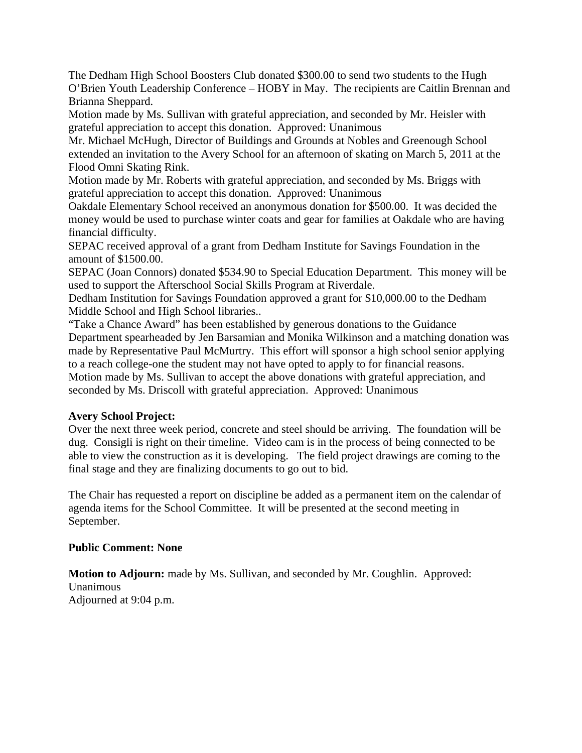The Dedham High School Boosters Club donated $300.00 to send two students to the Hugh O'Brien Youth Leadership Conference – HOBY in May. The recipients are Caitlin Brennan and Brianna Sheppard.

Motion made by Ms. Sullivan with grateful appreciation, and seconded by Mr. Heisler with grateful appreciation to accept this donation. Approved: Unanimous

Mr. Michael McHugh, Director of Buildings and Grounds at Nobles and Greenough School extended an invitation to the Avery School for an afternoon of skating on March 5, 2011 at the Flood Omni Skating Rink.

Motion made by Mr. Roberts with grateful appreciation, and seconded by Ms. Briggs with grateful appreciation to accept this donation. Approved: Unanimous

Oakdale Elementary School received an anonymous donation for $500.00. It was decided the money would be used to purchase winter coats and gear for families at Oakdale who are having financial difficulty.

SEPAC received approval of a grant from Dedham Institute for Savings Foundation in the amount of $1500.00.

SEPAC (Joan Connors) donated $534.90 to Special Education Department. This money will be used to support the Afterschool Social Skills Program at Riverdale.

Dedham Institution for Savings Foundation approved a grant for $10,000.00 to the Dedham Middle School and High School libraries..

"Take a Chance Award" has been established by generous donations to the Guidance Department spearheaded by Jen Barsamian and Monika Wilkinson and a matching donation was made by Representative Paul McMurtry. This effort will sponsor a high school senior applying to a reach college-one the student may not have opted to apply to for financial reasons.

Motion made by Ms. Sullivan to accept the above donations with grateful appreciation, and seconded by Ms. Driscoll with grateful appreciation. Approved: Unanimous

**Avery School Project:**

Over the next three week period, concrete and steel should be arriving. The foundation will be dug. Consigli is right on their timeline. Video cam is in the process of being connected to be able to view the construction as it is developing. The field project drawings are coming to the final stage and they are finalizing documents to go out to bid.

The Chair has requested a report on discipline be added as a permanent item on the calendar of agenda items for the School Committee. It will be presented at the second meeting in September.

**Public Comment: None**

**Motion to Adjourn:** made by Ms. Sullivan, and seconded by Mr. Coughlin. Approved: Unanimous

Adjourned at 9:04 p.m.